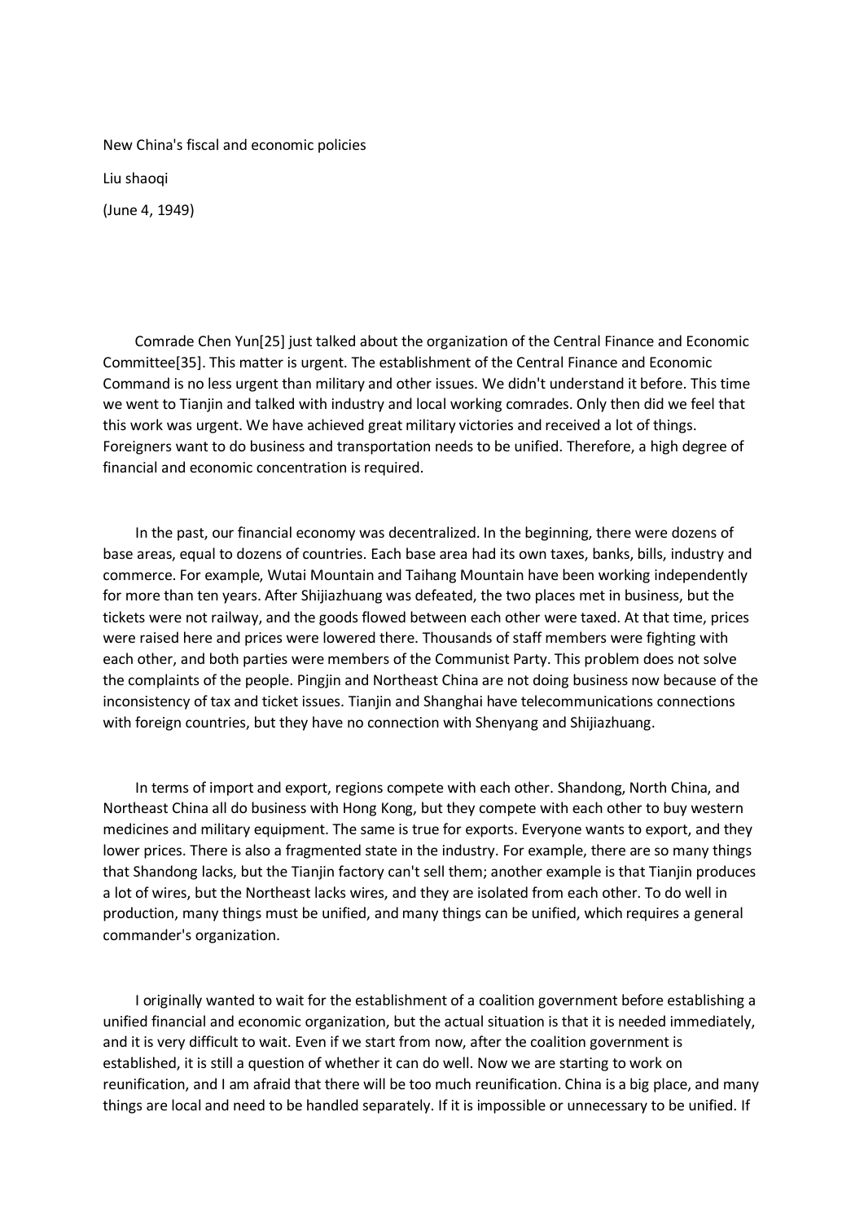New China's fiscal and economic policies

Liu shaoqi

(June 4, 1949)

Comrade Chen Yun[25] just talked about the organization of the Central Finance and Economic Committee[35]. This matter is urgent. The establishment of the Central Finance and Economic Command is no less urgent than military and other issues. We didn't understand it before. This time we went to Tianjin and talked with industry and local working comrades. Only then did we feel that this work was urgent. We have achieved great military victories and received a lot of things. Foreigners want to do business and transportation needs to be unified. Therefore, a high degree of financial and economic concentration is required.

In the past, our financial economy was decentralized. In the beginning, there were dozens of base areas, equal to dozens of countries. Each base area had its own taxes, banks, bills, industry and commerce. For example, Wutai Mountain and Taihang Mountain have been working independently for more than ten years. After Shijiazhuang was defeated, the two places met in business, but the tickets were not railway, and the goods flowed between each other were taxed. At that time, prices were raised here and prices were lowered there. Thousands of staff members were fighting with each other, and both parties were members of the Communist Party. This problem does not solve the complaints of the people. Pingjin and Northeast China are not doing business now because of the inconsistency of tax and ticket issues. Tianjin and Shanghai have telecommunications connections with foreign countries, but they have no connection with Shenyang and Shijiazhuang.

In terms of import and export, regions compete with each other. Shandong, North China, and Northeast China all do business with Hong Kong, but they compete with each other to buy western medicines and military equipment. The same is true for exports. Everyone wants to export, and they lower prices. There is also a fragmented state in the industry. For example, there are so many things that Shandong lacks, but the Tianjin factory can't sell them; another example is that Tianjin produces a lot of wires, but the Northeast lacks wires, and they are isolated from each other. To do well in production, many things must be unified, and many things can be unified, which requires a general commander's organization.

I originally wanted to wait for the establishment of a coalition government before establishing a unified financial and economic organization, but the actual situation is that it is needed immediately, and it is very difficult to wait. Even if we start from now, after the coalition government is established, it is still a question of whether it can do well. Now we are starting to work on reunification, and I am afraid that there will be too much reunification. China is a big place, and many things are local and need to be handled separately. If it is impossible or unnecessary to be unified. If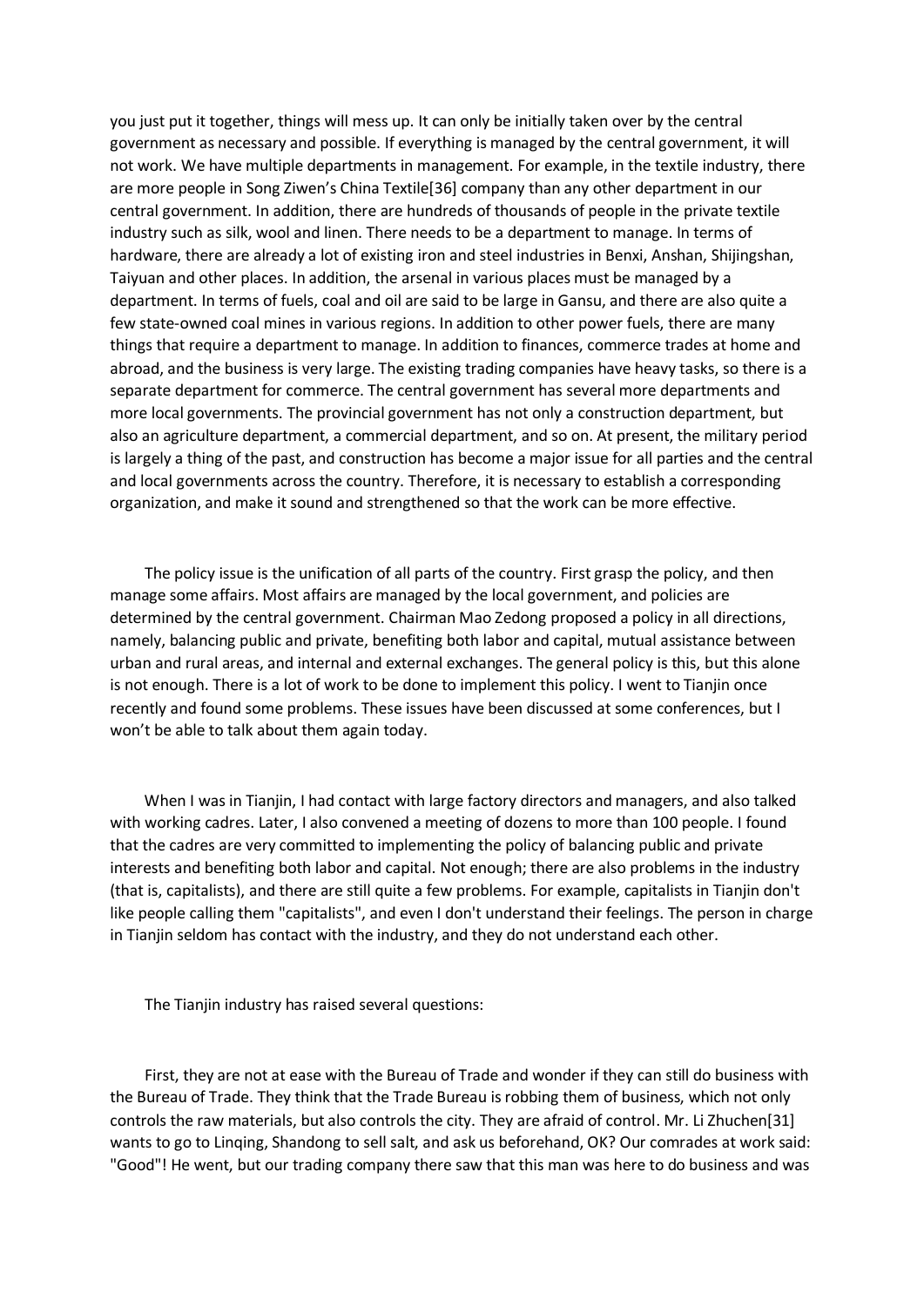you just put it together, things will mess up. It can only be initially taken over by the central government as necessary and possible. If everything is managed by the central government, it will not work. We have multiple departments in management. For example, in the textile industry, there are more people in Song Ziwen's China Textile[36] company than any other department in our central government. In addition, there are hundreds of thousands of people in the private textile industry such as silk, wool and linen. There needs to be a department to manage. In terms of hardware, there are already a lot of existing iron and steel industries in Benxi, Anshan, Shijingshan, Taiyuan and other places. In addition, the arsenal in various places must be managed by a department. In terms of fuels, coal and oil are said to be large in Gansu, and there are also quite a few state-owned coal mines in various regions. In addition to other power fuels, there are many things that require a department to manage. In addition to finances, commerce trades at home and abroad, and the business is very large. The existing trading companies have heavy tasks, so there is a separate department for commerce. The central government has several more departments and more local governments. The provincial government has not only a construction department, but also an agriculture department, a commercial department, and so on. At present, the military period is largely a thing of the past, and construction has become a major issue for all parties and the central and local governments across the country. Therefore, it is necessary to establish a corresponding organization, and make it sound and strengthened so that the work can be more effective.

The policy issue is the unification of all parts of the country. First grasp the policy, and then manage some affairs. Most affairs are managed by the local government, and policies are determined by the central government. Chairman Mao Zedong proposed a policy in all directions, namely, balancing public and private, benefiting both labor and capital, mutual assistance between urban and rural areas, and internal and external exchanges. The general policy is this, but this alone is not enough. There is a lot of work to be done to implement this policy. I went to Tianjin once recently and found some problems. These issues have been discussed at some conferences, but I won't be able to talk about them again today.

When I was in Tianjin, I had contact with large factory directors and managers, and also talked with working cadres. Later, I also convened a meeting of dozens to more than 100 people. I found that the cadres are very committed to implementing the policy of balancing public and private interests and benefiting both labor and capital. Not enough; there are also problems in the industry (that is, capitalists), and there are still quite a few problems. For example, capitalists in Tianjin don't like people calling them "capitalists", and even I don't understand their feelings. The person in charge in Tianjin seldom has contact with the industry, and they do not understand each other.

The Tianjin industry has raised several questions:

First, they are not at ease with the Bureau of Trade and wonder if they can still do business with the Bureau of Trade. They think that the Trade Bureau is robbing them of business, which not only controls the raw materials, but also controls the city. They are afraid of control. Mr. Li Zhuchen[31] wants to go to Linqing, Shandong to sell salt, and ask us beforehand, OK? Our comrades at work said: "Good"! He went, but our trading company there saw that this man was here to do business and was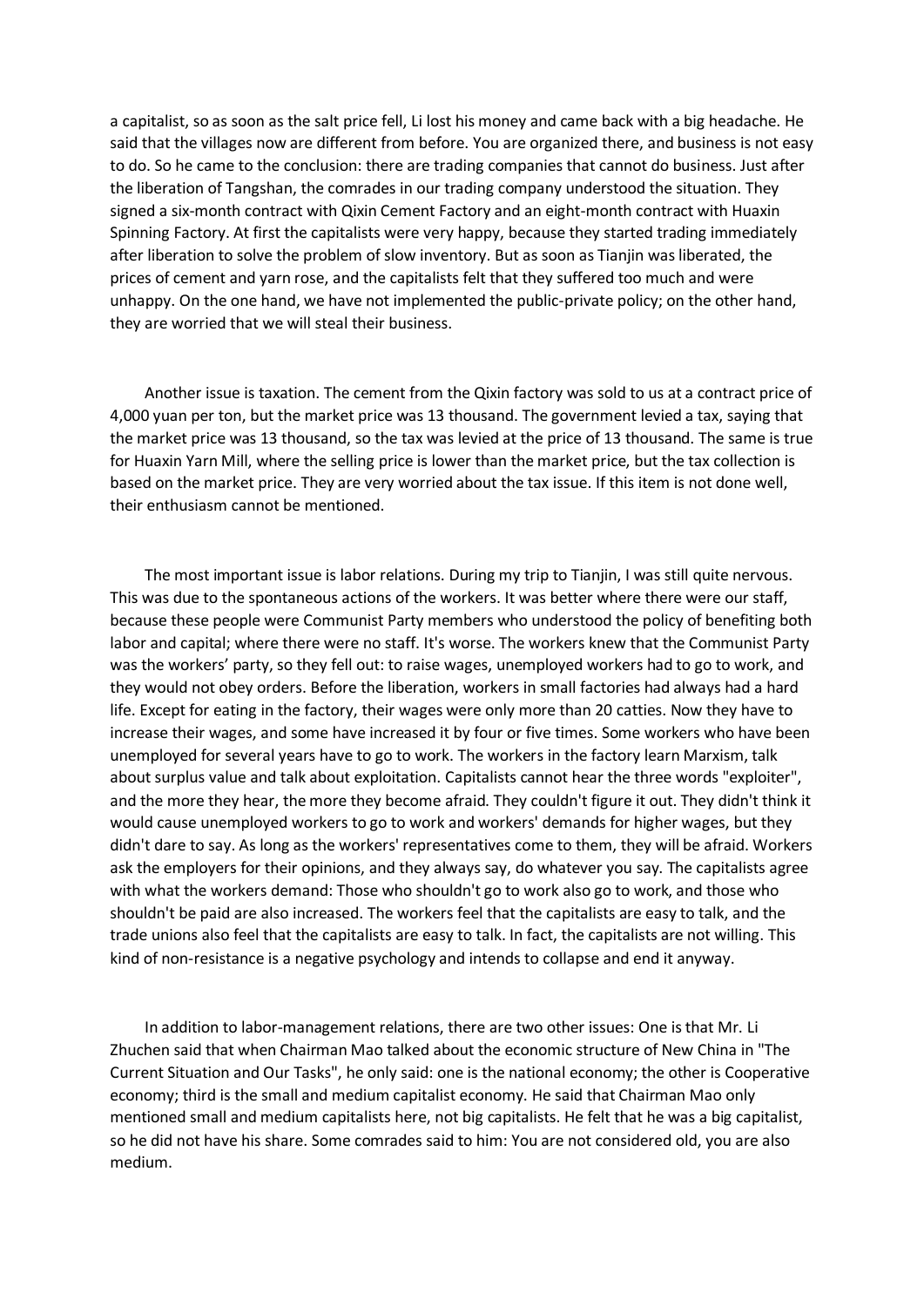a capitalist, so as soon as the salt price fell, Li lost his money and came back with a big headache. He said that the villages now are different from before. You are organized there, and business is not easy to do. So he came to the conclusion: there are trading companies that cannot do business. Just after the liberation of Tangshan, the comrades in our trading company understood the situation. They signed a six-month contract with Qixin Cement Factory and an eight-month contract with Huaxin Spinning Factory. At first the capitalists were very happy, because they started trading immediately after liberation to solve the problem of slow inventory. But as soon as Tianjin was liberated, the prices of cement and yarn rose, and the capitalists felt that they suffered too much and were unhappy. On the one hand, we have not implemented the public-private policy; on the other hand, they are worried that we will steal their business.

Another issue is taxation. The cement from the Qixin factory was sold to us at a contract price of 4,000 yuan per ton, but the market price was 13 thousand. The government levied a tax, saying that the market price was 13 thousand, so the tax was levied at the price of 13 thousand. The same is true for Huaxin Yarn Mill, where the selling price is lower than the market price, but the tax collection is based on the market price. They are very worried about the tax issue. If this item is not done well, their enthusiasm cannot be mentioned.

The most important issue is labor relations. During my trip to Tianjin, I was still quite nervous. This was due to the spontaneous actions of the workers. It was better where there were our staff, because these people were Communist Party members who understood the policy of benefiting both labor and capital; where there were no staff. It's worse. The workers knew that the Communist Party was the workers' party, so they fell out: to raise wages, unemployed workers had to go to work, and they would not obey orders. Before the liberation, workers in small factories had always had a hard life. Except for eating in the factory, their wages were only more than 20 catties. Now they have to increase their wages, and some have increased it by four or five times. Some workers who have been unemployed for several years have to go to work. The workers in the factory learn Marxism, talk about surplus value and talk about exploitation. Capitalists cannot hear the three words "exploiter", and the more they hear, the more they become afraid. They couldn't figure it out. They didn't think it would cause unemployed workers to go to work and workers' demands for higher wages, but they didn't dare to say. As long as the workers' representatives come to them, they will be afraid. Workers ask the employers for their opinions, and they always say, do whatever you say. The capitalists agree with what the workers demand: Those who shouldn't go to work also go to work, and those who shouldn't be paid are also increased. The workers feel that the capitalists are easy to talk, and the trade unions also feel that the capitalists are easy to talk. In fact, the capitalists are not willing. This kind of non-resistance is a negative psychology and intends to collapse and end it anyway.

In addition to labor-management relations, there are two other issues: One is that Mr. Li Zhuchen said that when Chairman Mao talked about the economic structure of New China in "The Current Situation and Our Tasks", he only said: one is the national economy; the other is Cooperative economy; third is the small and medium capitalist economy. He said that Chairman Mao only mentioned small and medium capitalists here, not big capitalists. He felt that he was a big capitalist, so he did not have his share. Some comrades said to him: You are not considered old, you are also medium.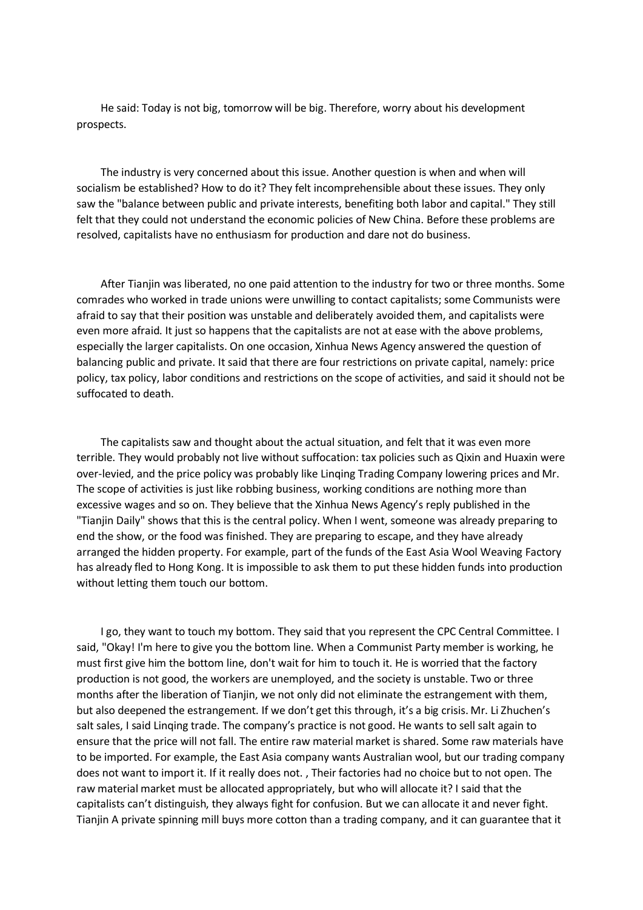He said: Today is not big, tomorrow will be big. Therefore, worry about his development prospects.

The industry is very concerned about this issue. Another question is when and when will socialism be established? How to do it? They felt incomprehensible about these issues. They only saw the "balance between public and private interests, benefiting both labor and capital." They still felt that they could not understand the economic policies of New China. Before these problems are resolved, capitalists have no enthusiasm for production and dare not do business.

After Tianjin was liberated, no one paid attention to the industry for two or three months. Some comrades who worked in trade unions were unwilling to contact capitalists; some Communists were afraid to say that their position was unstable and deliberately avoided them, and capitalists were even more afraid. It just so happens that the capitalists are not at ease with the above problems, especially the larger capitalists. On one occasion, Xinhua News Agency answered the question of balancing public and private. It said that there are four restrictions on private capital, namely: price policy, tax policy, labor conditions and restrictions on the scope of activities, and said it should not be suffocated to death.

The capitalists saw and thought about the actual situation, and felt that it was even more terrible. They would probably not live without suffocation: tax policies such as Qixin and Huaxin were over-levied, and the price policy was probably like Linqing Trading Company lowering prices and Mr. The scope of activities is just like robbing business, working conditions are nothing more than excessive wages and so on. They believe that the Xinhua News Agency's reply published in the "Tianjin Daily" shows that this is the central policy. When I went, someone was already preparing to end the show, or the food was finished. They are preparing to escape, and they have already arranged the hidden property. For example, part of the funds of the East Asia Wool Weaving Factory has already fled to Hong Kong. It is impossible to ask them to put these hidden funds into production without letting them touch our bottom.

I go, they want to touch my bottom. They said that you represent the CPC Central Committee. I said, "Okay! I'm here to give you the bottom line. When a Communist Party member is working, he must first give him the bottom line, don't wait for him to touch it. He is worried that the factory production is not good, the workers are unemployed, and the society is unstable. Two or three months after the liberation of Tianjin, we not only did not eliminate the estrangement with them, but also deepened the estrangement. If we don't get this through, it's a big crisis. Mr. Li Zhuchen's salt sales, I said Linqing trade. The company's practice is not good. He wants to sell salt again to ensure that the price will not fall. The entire raw material market is shared. Some raw materials have to be imported. For example, the East Asia company wants Australian wool, but our trading company does not want to import it. If it really does not. , Their factories had no choice but to not open. The raw material market must be allocated appropriately, but who will allocate it? I said that the capitalists can't distinguish, they always fight for confusion. But we can allocate it and never fight. Tianjin A private spinning mill buys more cotton than a trading company, and it can guarantee that it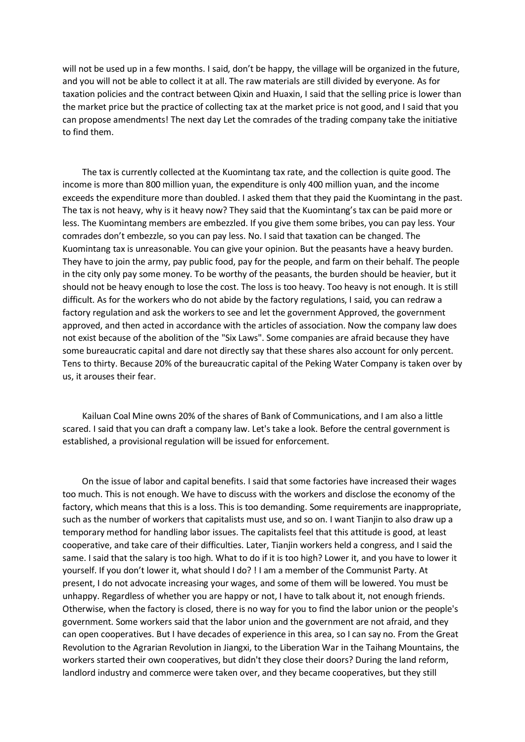will not be used up in a few months. I said, don't be happy, the village will be organized in the future, and you will not be able to collect it at all. The raw materials are still divided by everyone. As for taxation policies and the contract between Qixin and Huaxin, I said that the selling price is lower than the market price but the practice of collecting tax at the market price is not good, and I said that you can propose amendments! The next day Let the comrades of the trading company take the initiative to find them.

The tax is currently collected at the Kuomintang tax rate, and the collection is quite good. The income is more than 800 million yuan, the expenditure is only 400 million yuan, and the income exceeds the expenditure more than doubled. I asked them that they paid the Kuomintang in the past. The tax is not heavy, why is it heavy now? They said that the Kuomintang's tax can be paid more or less. The Kuomintang members are embezzled. If you give them some bribes, you can pay less. Your comrades don't embezzle, so you can pay less. No. I said that taxation can be changed. The Kuomintang tax is unreasonable. You can give your opinion. But the peasants have a heavy burden. They have to join the army, pay public food, pay for the people, and farm on their behalf. The people in the city only pay some money. To be worthy of the peasants, the burden should be heavier, but it should not be heavy enough to lose the cost. The loss is too heavy. Too heavy is not enough. It is still difficult. As for the workers who do not abide by the factory regulations, I said, you can redraw a factory regulation and ask the workers to see and let the government Approved, the government approved, and then acted in accordance with the articles of association. Now the company law does not exist because of the abolition of the "Six Laws". Some companies are afraid because they have some bureaucratic capital and dare not directly say that these shares also account for only percent. Tens to thirty. Because 20% of the bureaucratic capital of the Peking Water Company is taken over by us, it arouses their fear.

Kailuan Coal Mine owns 20% of the shares of Bank of Communications, and I am also a little scared. I said that you can draft a company law. Let's take a look. Before the central government is established, a provisional regulation will be issued for enforcement.

On the issue of labor and capital benefits. I said that some factories have increased their wages too much. This is not enough. We have to discuss with the workers and disclose the economy of the factory, which means that this is a loss. This is too demanding. Some requirements are inappropriate, such as the number of workers that capitalists must use, and so on. I want Tianjin to also draw up a temporary method for handling labor issues. The capitalists feel that this attitude is good, at least cooperative, and take care of their difficulties. Later, Tianjin workers held a congress, and I said the same. I said that the salary is too high. What to do if it is too high? Lower it, and you have to lower it yourself. If you don't lower it, what should I do? ! I am a member of the Communist Party. At present, I do not advocate increasing your wages, and some of them will be lowered. You must be unhappy. Regardless of whether you are happy or not, I have to talk about it, not enough friends. Otherwise, when the factory is closed, there is no way for you to find the labor union or the people's government. Some workers said that the labor union and the government are not afraid, and they can open cooperatives. But I have decades of experience in this area, so I can say no. From the Great Revolution to the Agrarian Revolution in Jiangxi, to the Liberation War in the Taihang Mountains, the workers started their own cooperatives, but didn't they close their doors? During the land reform, landlord industry and commerce were taken over, and they became cooperatives, but they still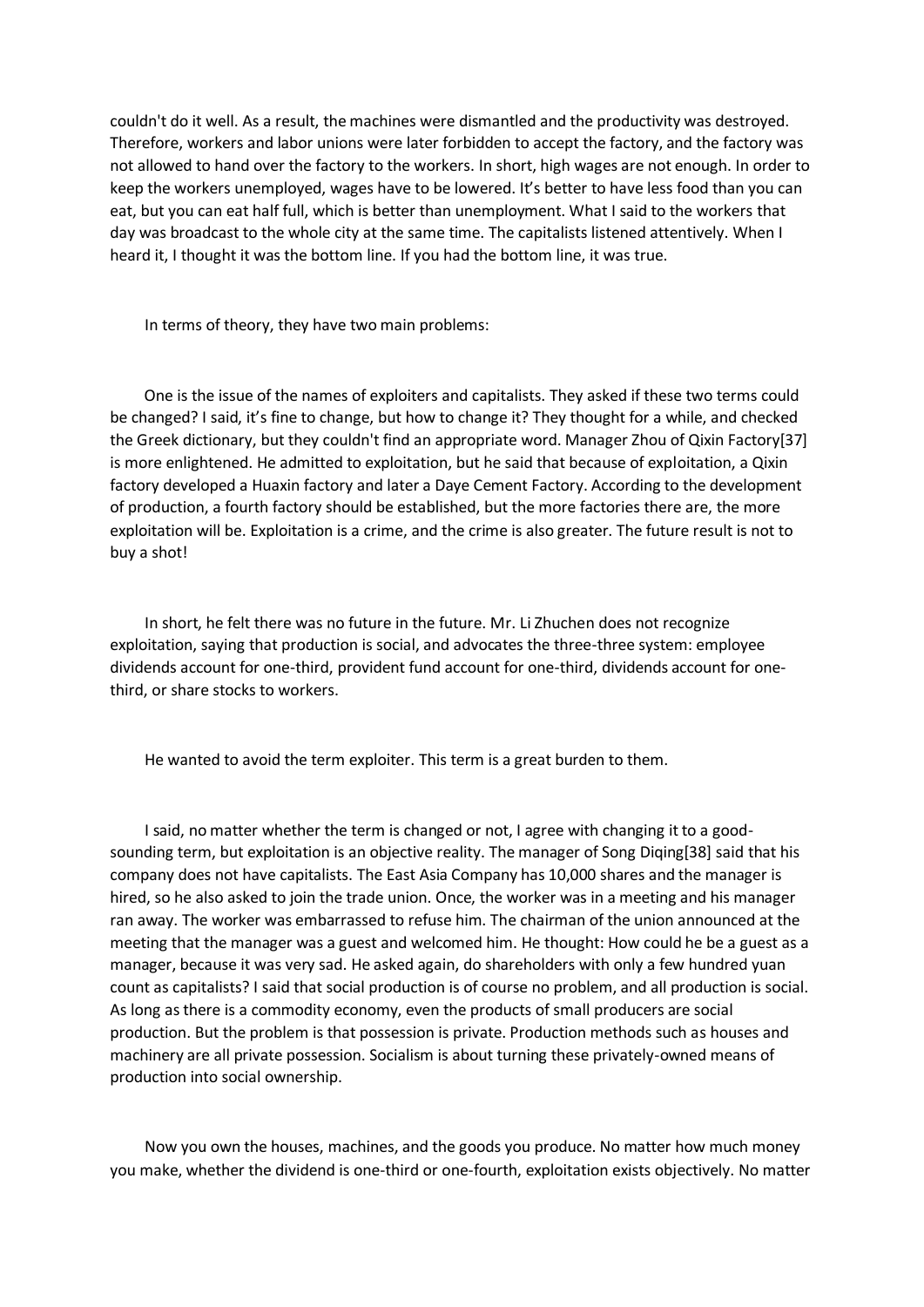couldn't do it well. As a result, the machines were dismantled and the productivity was destroyed. Therefore, workers and labor unions were later forbidden to accept the factory, and the factory was not allowed to hand over the factory to the workers. In short, high wages are not enough. In order to keep the workers unemployed, wages have to be lowered. It's better to have less food than you can eat, but you can eat half full, which is better than unemployment. What I said to the workers that day was broadcast to the whole city at the same time. The capitalists listened attentively. When I heard it, I thought it was the bottom line. If you had the bottom line, it was true.

In terms of theory, they have two main problems:

One is the issue of the names of exploiters and capitalists. They asked if these two terms could be changed? I said, it's fine to change, but how to change it? They thought for a while, and checked the Greek dictionary, but they couldn't find an appropriate word. Manager Zhou of Qixin Factory[37] is more enlightened. He admitted to exploitation, but he said that because of exploitation, a Qixin factory developed a Huaxin factory and later a Daye Cement Factory. According to the development of production, a fourth factory should be established, but the more factories there are, the more exploitation will be. Exploitation is a crime, and the crime is also greater. The future result is not to buy a shot!

In short, he felt there was no future in the future. Mr. Li Zhuchen does not recognize exploitation, saying that production is social, and advocates the three-three system: employee dividends account for one-third, provident fund account for one-third, dividends account for one-third, or share stocks to workers.

He wanted to avoid the term exploiter. This term is a great burden to them.

I said, no matter whether the term is changed or not, I agree with changing it to a good-sounding term, but exploitation is an objective reality. The manager of Song Diqing[38] said that his company does not have capitalists. The East Asia Company has 10,000 shares and the manager is hired, so he also asked to join the trade union. Once, the worker was in a meeting and his manager ran away. The worker was embarrassed to refuse him. The chairman of the union announced at the meeting that the manager was a guest and welcomed him. He thought: How could he be a guest as a manager, because it was very sad. He asked again, do shareholders with only a few hundred yuan count as capitalists? I said that social production is of course no problem, and all production is social. As long as there is a commodity economy, even the products of small producers are social production. But the problem is that possession is private. Production methods such as houses and machinery are all private possession. Socialism is about turning these privately-owned means of production into social ownership.

Now you own the houses, machines, and the goods you produce. No matter how much money you make, whether the dividend is one-third or one-fourth, exploitation exists objectively. No matter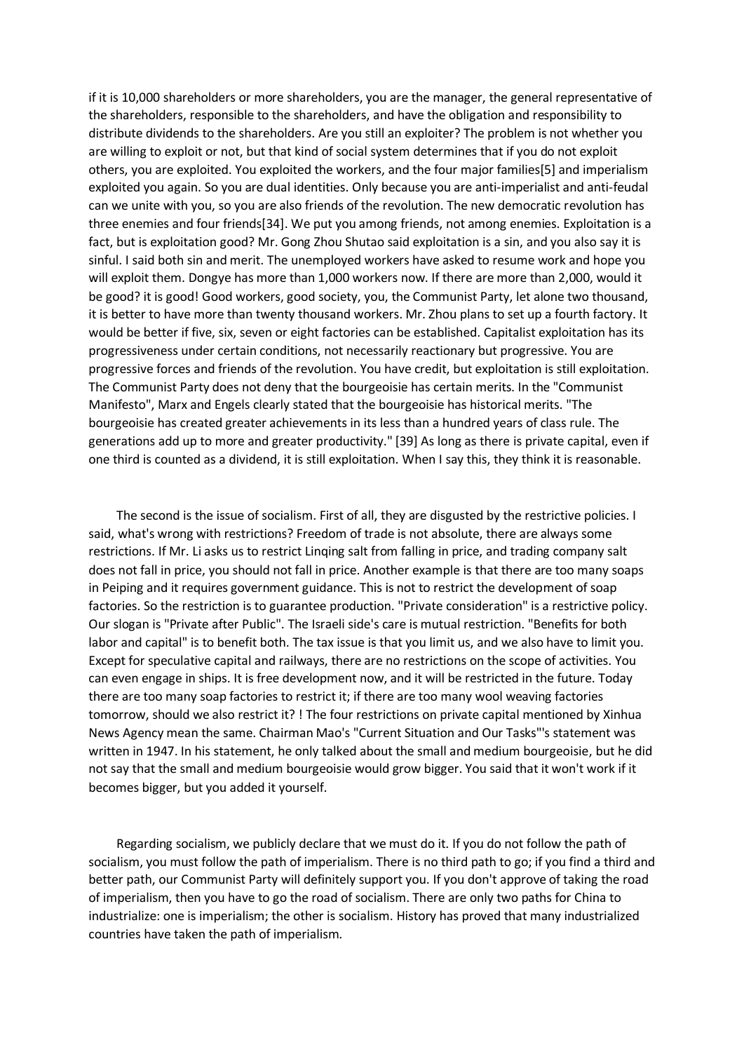if it is 10,000 shareholders or more shareholders, you are the manager, the general representative of the shareholders, responsible to the shareholders, and have the obligation and responsibility to distribute dividends to the shareholders. Are you still an exploiter? The problem is not whether you are willing to exploit or not, but that kind of social system determines that if you do not exploit others, you are exploited. You exploited the workers, and the four major families[5] and imperialism exploited you again. So you are dual identities. Only because you are anti-imperialist and anti-feudal can we unite with you, so you are also friends of the revolution. The new democratic revolution has three enemies and four friends[34]. We put you among friends, not among enemies. Exploitation is a fact, but is exploitation good? Mr. Gong Zhou Shutao said exploitation is a sin, and you also say it is sinful. I said both sin and merit. The unemployed workers have asked to resume work and hope you will exploit them. Dongye has more than 1,000 workers now. If there are more than 2,000, would it be good? it is good! Good workers, good society, you, the Communist Party, let alone two thousand, it is better to have more than twenty thousand workers. Mr. Zhou plans to set up a fourth factory. It would be better if five, six, seven or eight factories can be established. Capitalist exploitation has its progressiveness under certain conditions, not necessarily reactionary but progressive. You are progressive forces and friends of the revolution. You have credit, but exploitation is still exploitation. The Communist Party does not deny that the bourgeoisie has certain merits. In the "Communist Manifesto", Marx and Engels clearly stated that the bourgeoisie has historical merits. "The bourgeoisie has created greater achievements in its less than a hundred years of class rule. The generations add up to more and greater productivity." [39] As long as there is private capital, even if one third is counted as a dividend, it is still exploitation. When I say this, they think it is reasonable.

The second is the issue of socialism. First of all, they are disgusted by the restrictive policies. I said, what's wrong with restrictions? Freedom of trade is not absolute, there are always some restrictions. If Mr. Li asks us to restrict Linqing salt from falling in price, and trading company salt does not fall in price, you should not fall in price. Another example is that there are too many soaps in Peiping and it requires government guidance. This is not to restrict the development of soap factories. So the restriction is to guarantee production. "Private consideration" is a restrictive policy. Our slogan is "Private after Public". The Israeli side's care is mutual restriction. "Benefits for both labor and capital" is to benefit both. The tax issue is that you limit us, and we also have to limit you. Except for speculative capital and railways, there are no restrictions on the scope of activities. You can even engage in ships. It is free development now, and it will be restricted in the future. Today there are too many soap factories to restrict it; if there are too many wool weaving factories tomorrow, should we also restrict it? ! The four restrictions on private capital mentioned by Xinhua News Agency mean the same. Chairman Mao's "Current Situation and Our Tasks"'s statement was written in 1947. In his statement, he only talked about the small and medium bourgeoisie, but he did not say that the small and medium bourgeoisie would grow bigger. You said that it won't work if it becomes bigger, but you added it yourself.

Regarding socialism, we publicly declare that we must do it. If you do not follow the path of socialism, you must follow the path of imperialism. There is no third path to go; if you find a third and better path, our Communist Party will definitely support you. If you don't approve of taking the road of imperialism, then you have to go the road of socialism. There are only two paths for China to industrialize: one is imperialism; the other is socialism. History has proved that many industrialized countries have taken the path of imperialism.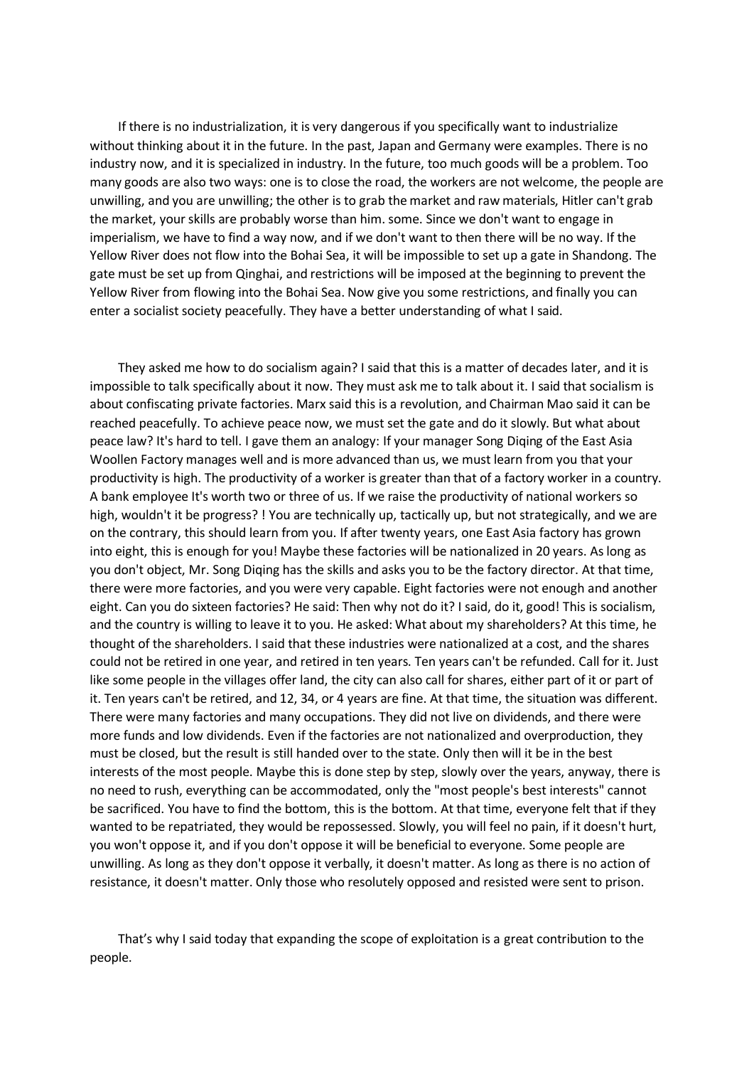If there is no industrialization, it is very dangerous if you specifically want to industrialize without thinking about it in the future. In the past, Japan and Germany were examples. There is no industry now, and it is specialized in industry. In the future, too much goods will be a problem. Too many goods are also two ways: one is to close the road, the workers are not welcome, the people are unwilling, and you are unwilling; the other is to grab the market and raw materials, Hitler can't grab the market, your skills are probably worse than him. some. Since we don't want to engage in imperialism, we have to find a way now, and if we don't want to then there will be no way. If the Yellow River does not flow into the Bohai Sea, it will be impossible to set up a gate in Shandong. The gate must be set up from Qinghai, and restrictions will be imposed at the beginning to prevent the Yellow River from flowing into the Bohai Sea. Now give you some restrictions, and finally you can enter a socialist society peacefully. They have a better understanding of what I said.

They asked me how to do socialism again? I said that this is a matter of decades later, and it is impossible to talk specifically about it now. They must ask me to talk about it. I said that socialism is about confiscating private factories. Marx said this is a revolution, and Chairman Mao said it can be reached peacefully. To achieve peace now, we must set the gate and do it slowly. But what about peace law? It's hard to tell. I gave them an analogy: If your manager Song Diqing of the East Asia Woollen Factory manages well and is more advanced than us, we must learn from you that your productivity is high. The productivity of a worker is greater than that of a factory worker in a country. A bank employee It's worth two or three of us. If we raise the productivity of national workers so high, wouldn't it be progress? ! You are technically up, tactically up, but not strategically, and we are on the contrary, this should learn from you. If after twenty years, one East Asia factory has grown into eight, this is enough for you! Maybe these factories will be nationalized in 20 years. As long as you don't object, Mr. Song Diqing has the skills and asks you to be the factory director. At that time, there were more factories, and you were very capable. Eight factories were not enough and another eight. Can you do sixteen factories? He said: Then why not do it? I said, do it, good! This is socialism, and the country is willing to leave it to you. He asked: What about my shareholders? At this time, he thought of the shareholders. I said that these industries were nationalized at a cost, and the shares could not be retired in one year, and retired in ten years. Ten years can't be refunded. Call for it. Just like some people in the villages offer land, the city can also call for shares, either part of it or part of it. Ten years can't be retired, and 12, 34, or 4 years are fine. At that time, the situation was different. There were many factories and many occupations. They did not live on dividends, and there were more funds and low dividends. Even if the factories are not nationalized and overproduction, they must be closed, but the result is still handed over to the state. Only then will it be in the best interests of the most people. Maybe this is done step by step, slowly over the years, anyway, there is no need to rush, everything can be accommodated, only the "most people's best interests" cannot be sacrificed. You have to find the bottom, this is the bottom. At that time, everyone felt that if they wanted to be repatriated, they would be repossessed. Slowly, you will feel no pain, if it doesn't hurt, you won't oppose it, and if you don't oppose it will be beneficial to everyone. Some people are unwilling. As long as they don't oppose it verbally, it doesn't matter. As long as there is no action of resistance, it doesn't matter. Only those who resolutely opposed and resisted were sent to prison.

That's why I said today that expanding the scope of exploitation is a great contribution to the people.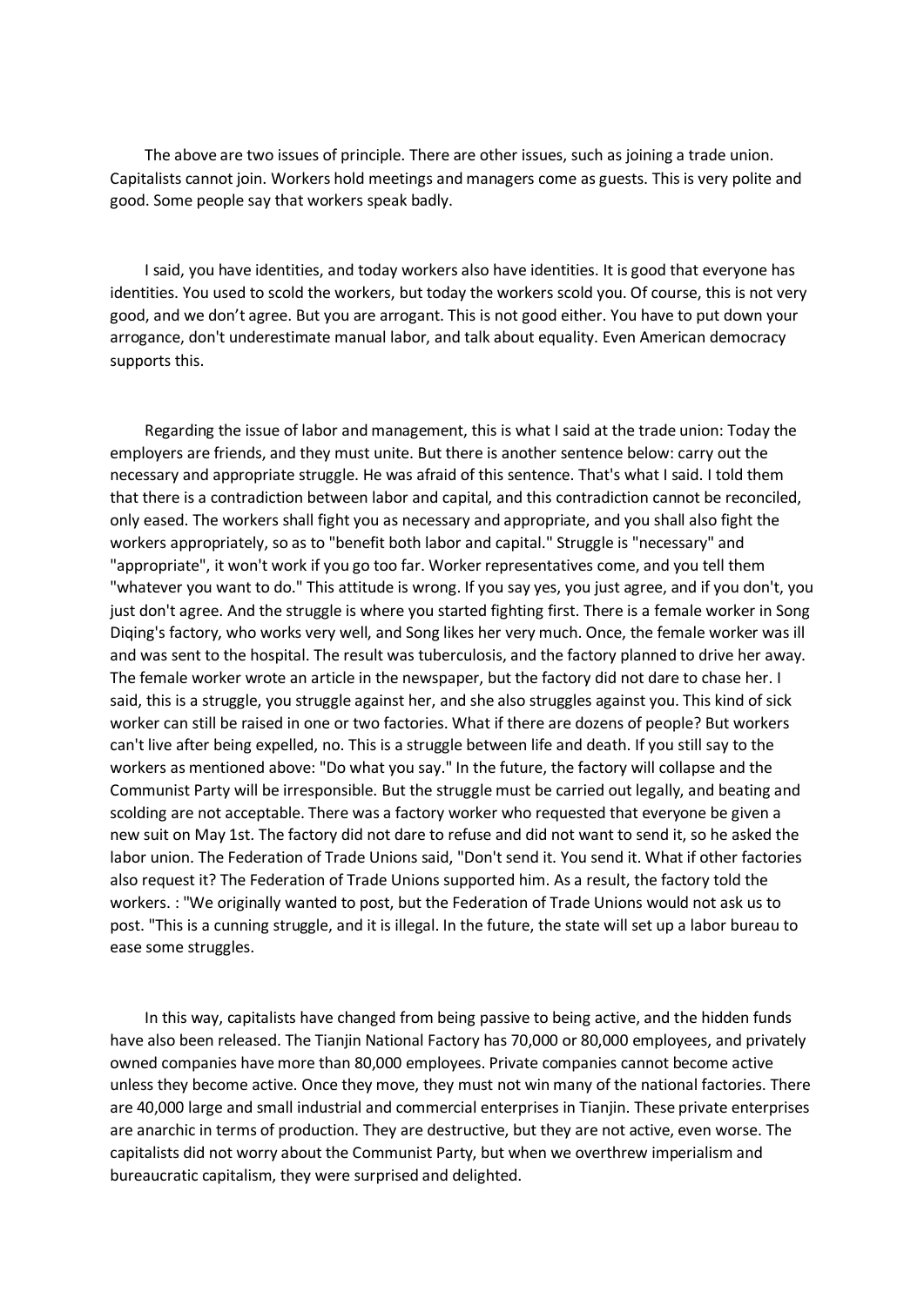The above are two issues of principle. There are other issues, such as joining a trade union. Capitalists cannot join. Workers hold meetings and managers come as guests. This is very polite and good. Some people say that workers speak badly.

I said, you have identities, and today workers also have identities. It is good that everyone has identities. You used to scold the workers, but today the workers scold you. Of course, this is not very good, and we don't agree. But you are arrogant. This is not good either. You have to put down your arrogance, don't underestimate manual labor, and talk about equality. Even American democracy supports this.

Regarding the issue of labor and management, this is what I said at the trade union: Today the employers are friends, and they must unite. But there is another sentence below: carry out the necessary and appropriate struggle. He was afraid of this sentence. That's what I said. I told them that there is a contradiction between labor and capital, and this contradiction cannot be reconciled, only eased. The workers shall fight you as necessary and appropriate, and you shall also fight the workers appropriately, so as to "benefit both labor and capital." Struggle is "necessary" and "appropriate", it won't work if you go too far. Worker representatives come, and you tell them "whatever you want to do." This attitude is wrong. If you say yes, you just agree, and if you don't, you just don't agree. And the struggle is where you started fighting first. There is a female worker in Song Diqing's factory, who works very well, and Song likes her very much. Once, the female worker was ill and was sent to the hospital. The result was tuberculosis, and the factory planned to drive her away. The female worker wrote an article in the newspaper, but the factory did not dare to chase her. I said, this is a struggle, you struggle against her, and she also struggles against you. This kind of sick worker can still be raised in one or two factories. What if there are dozens of people? But workers can't live after being expelled, no. This is a struggle between life and death. If you still say to the workers as mentioned above: "Do what you say." In the future, the factory will collapse and the Communist Party will be irresponsible. But the struggle must be carried out legally, and beating and scolding are not acceptable. There was a factory worker who requested that everyone be given a new suit on May 1st. The factory did not dare to refuse and did not want to send it, so he asked the labor union. The Federation of Trade Unions said, "Don't send it. You send it. What if other factories also request it? The Federation of Trade Unions supported him. As a result, the factory told the workers. : "We originally wanted to post, but the Federation of Trade Unions would not ask us to post. "This is a cunning struggle, and it is illegal. In the future, the state will set up a labor bureau to ease some struggles.

In this way, capitalists have changed from being passive to being active, and the hidden funds have also been released. The Tianjin National Factory has 70,000 or 80,000 employees, and privately owned companies have more than 80,000 employees. Private companies cannot become active unless they become active. Once they move, they must not win many of the national factories. There are 40,000 large and small industrial and commercial enterprises in Tianjin. These private enterprises are anarchic in terms of production. They are destructive, but they are not active, even worse. The capitalists did not worry about the Communist Party, but when we overthrew imperialism and bureaucratic capitalism, they were surprised and delighted.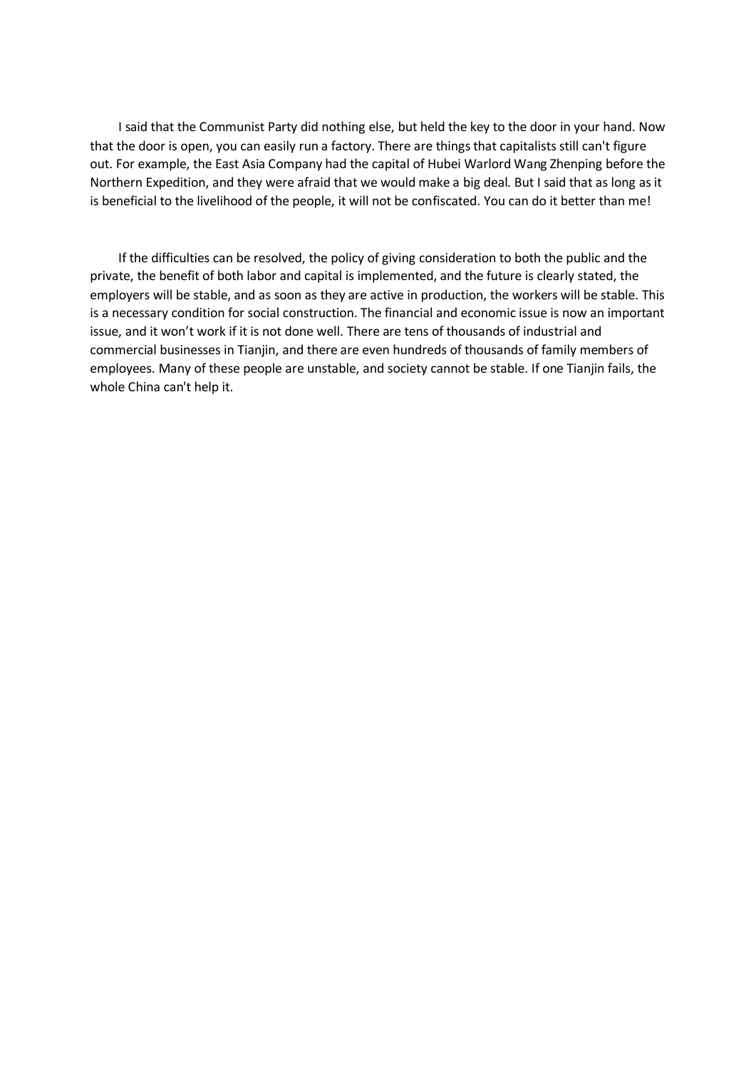I said that the Communist Party did nothing else, but held the key to the door in your hand. Now that the door is open, you can easily run a factory. There are things that capitalists still can't figure out. For example, the East Asia Company had the capital of Hubei Warlord Wang Zhenping before the Northern Expedition, and they were afraid that we would make a big deal. But I said that as long as it is beneficial to the livelihood of the people, it will not be confiscated. You can do it better than me!

If the difficulties can be resolved, the policy of giving consideration to both the public and the private, the benefit of both labor and capital is implemented, and the future is clearly stated, the employers will be stable, and as soon as they are active in production, the workers will be stable. This is a necessary condition for social construction. The financial and economic issue is now an important issue, and it won't work if it is not done well. There are tens of thousands of industrial and commercial businesses in Tianjin, and there are even hundreds of thousands of family members of employees. Many of these people are unstable, and society cannot be stable. If one Tianjin fails, the whole China can't help it.